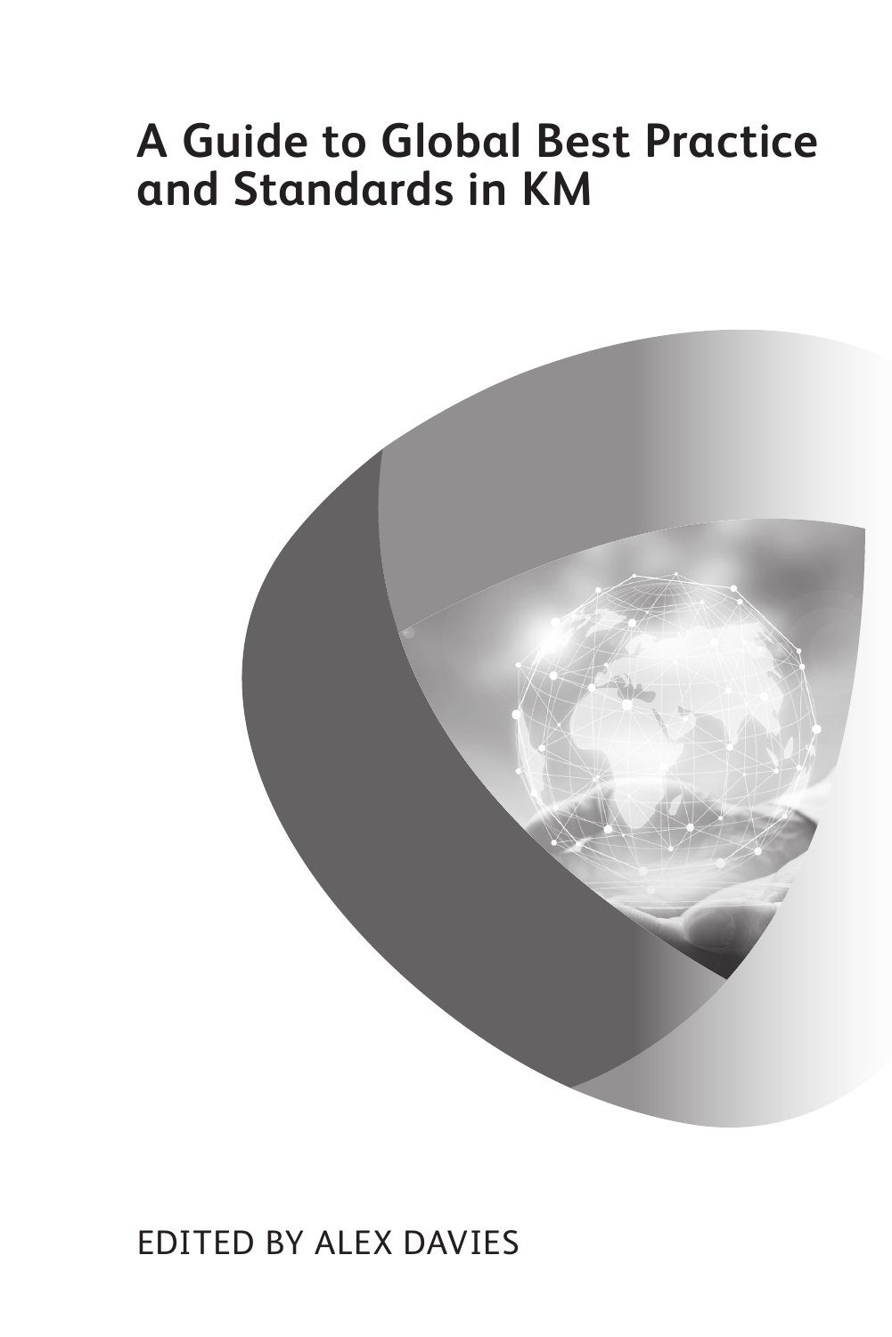# A Guide to Global Best Practice and Standards in KM

EDITED BY ALEX DAVIES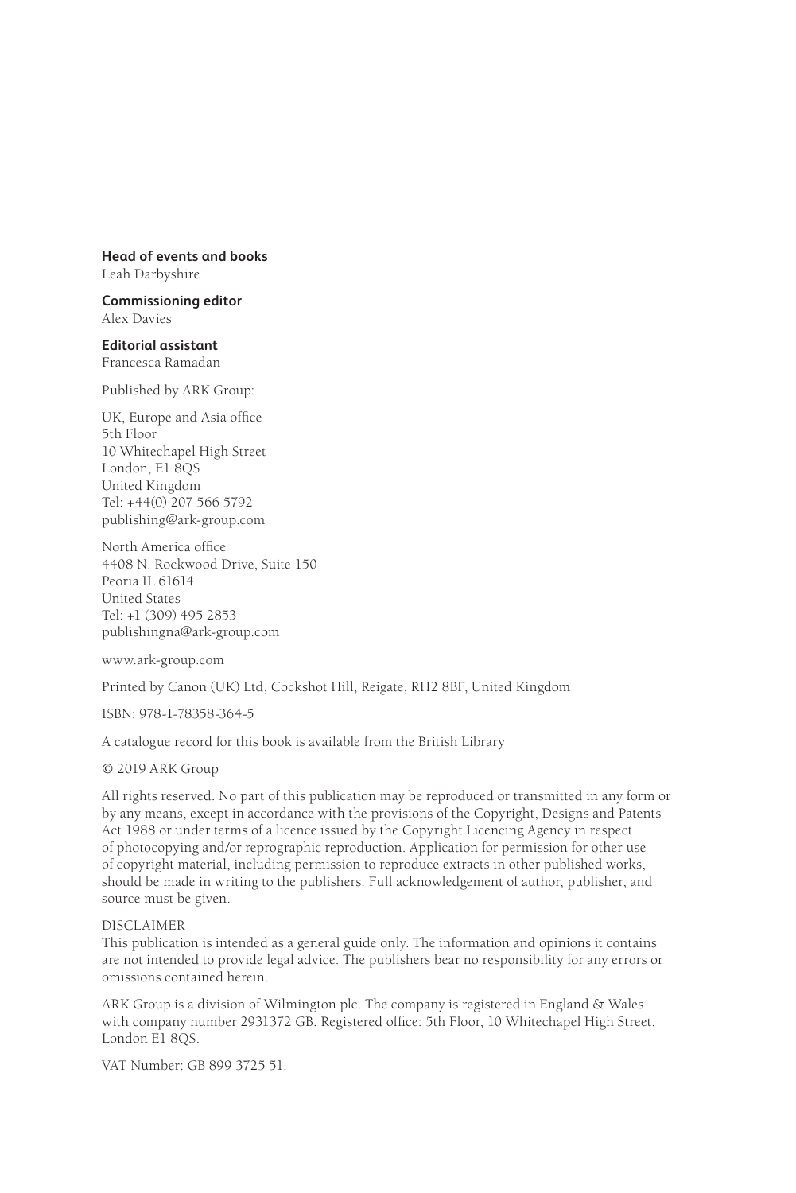**Head of events and books**
Leah Darbyshire

**Commissioning editor**
Alex Davies

**Editorial assistant**
Francesca Ramadan

Published by ARK Group:

UK, Europe and Asia office
5th Floor
10 Whitechapel High Street
London, E1 8QS
United Kingdom
Tel: +44(0) 207 566 5792
publishing@ark-group.com

North America office
4408 N. Rockwood Drive, Suite 150
Peoria IL 61614
United States
Tel: +1 (309) 495 2853
publishingna@ark-group.com

www.ark-group.com

Printed by Canon (UK) Ltd, Cockshot Hill, Reigate, RH2 8BF, United Kingdom

ISBN: 978-1-78358-364-5

A catalogue record for this book is available from the British Library

© 2019 ARK Group

All rights reserved. No part of this publication may be reproduced or transmitted in any form or by any means, except in accordance with the provisions of the Copyright, Designs and Patents Act 1988 or under terms of a licence issued by the Copyright Licencing Agency in respect of photocopying and/or reprographic reproduction. Application for permission for other use of copyright material, including permission to reproduce extracts in other published works, should be made in writing to the publishers. Full acknowledgement of author, publisher, and source must be given.

DISCLAIMER
This publication is intended as a general guide only. The information and opinions it contains are not intended to provide legal advice. The publishers bear no responsibility for any errors or omissions contained herein.

ARK Group is a division of Wilmington plc. The company is registered in England & Wales with company number 2931372 GB. Registered office: 5th Floor, 10 Whitechapel High Street, London E1 8QS.

VAT Number: GB 899 3725 51.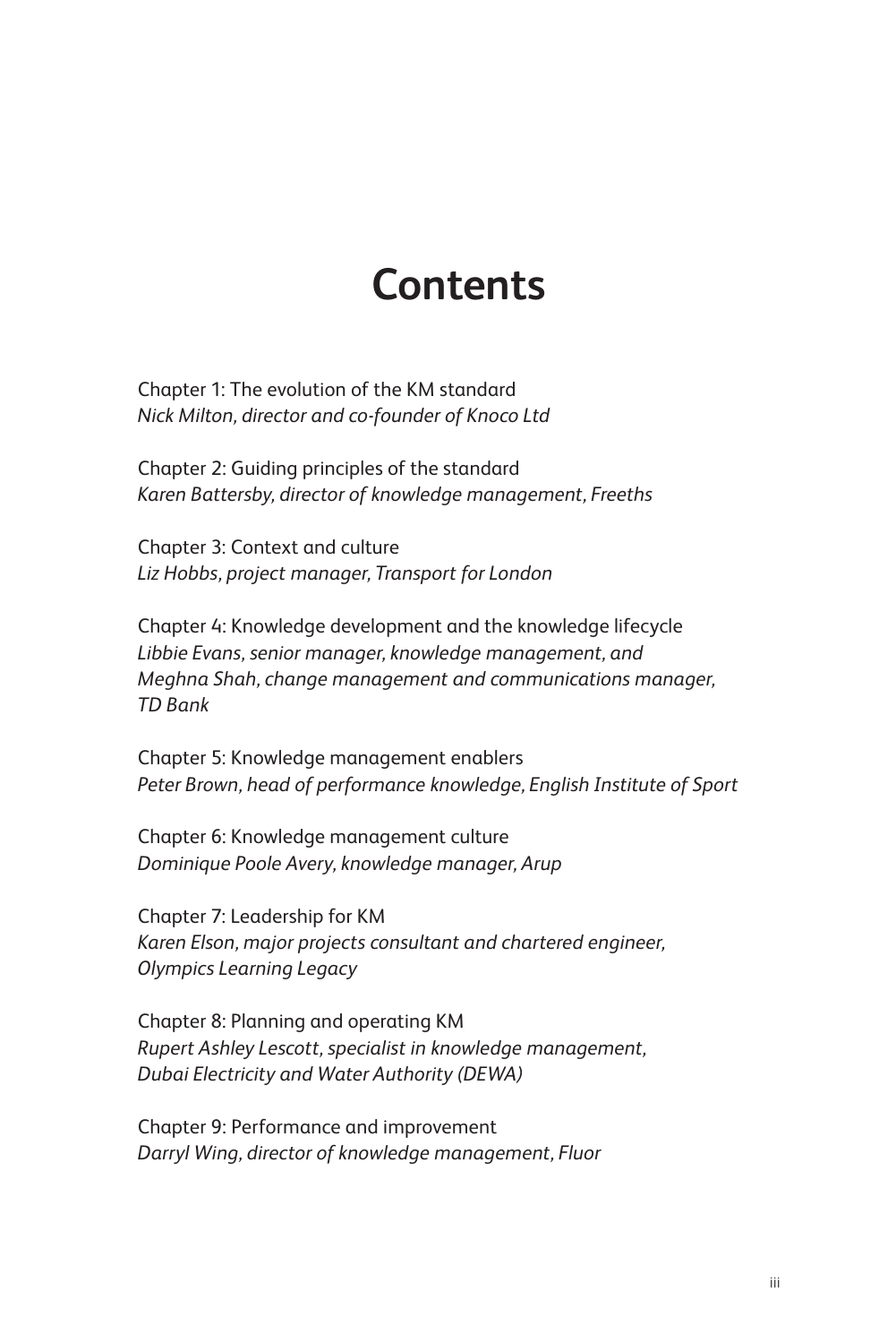# Contents

Chapter 1: The evolution of the KM standard
*Nick Milton, director and co-founder of Knoco Ltd*

Chapter 2: Guiding principles of the standard
*Karen Battersby, director of knowledge management, Freeths*

Chapter 3: Context and culture
*Liz Hobbs, project manager, Transport for London*

Chapter 4: Knowledge development and the knowledge lifecycle
*Libbie Evans, senior manager, knowledge management, and Meghna Shah, change management and communications manager, TD Bank*

Chapter 5: Knowledge management enablers
*Peter Brown, head of performance knowledge, English Institute of Sport*

Chapter 6: Knowledge management culture
*Dominique Poole Avery, knowledge manager, Arup*

Chapter 7: Leadership for KM
*Karen Elson, major projects consultant and chartered engineer, Olympics Learning Legacy*

Chapter 8: Planning and operating KM
*Rupert Ashley Lescott, specialist in knowledge management, Dubai Electricity and Water Authority (DEWA)*

Chapter 9: Performance and improvement
*Darryl Wing, director of knowledge management, Fluor*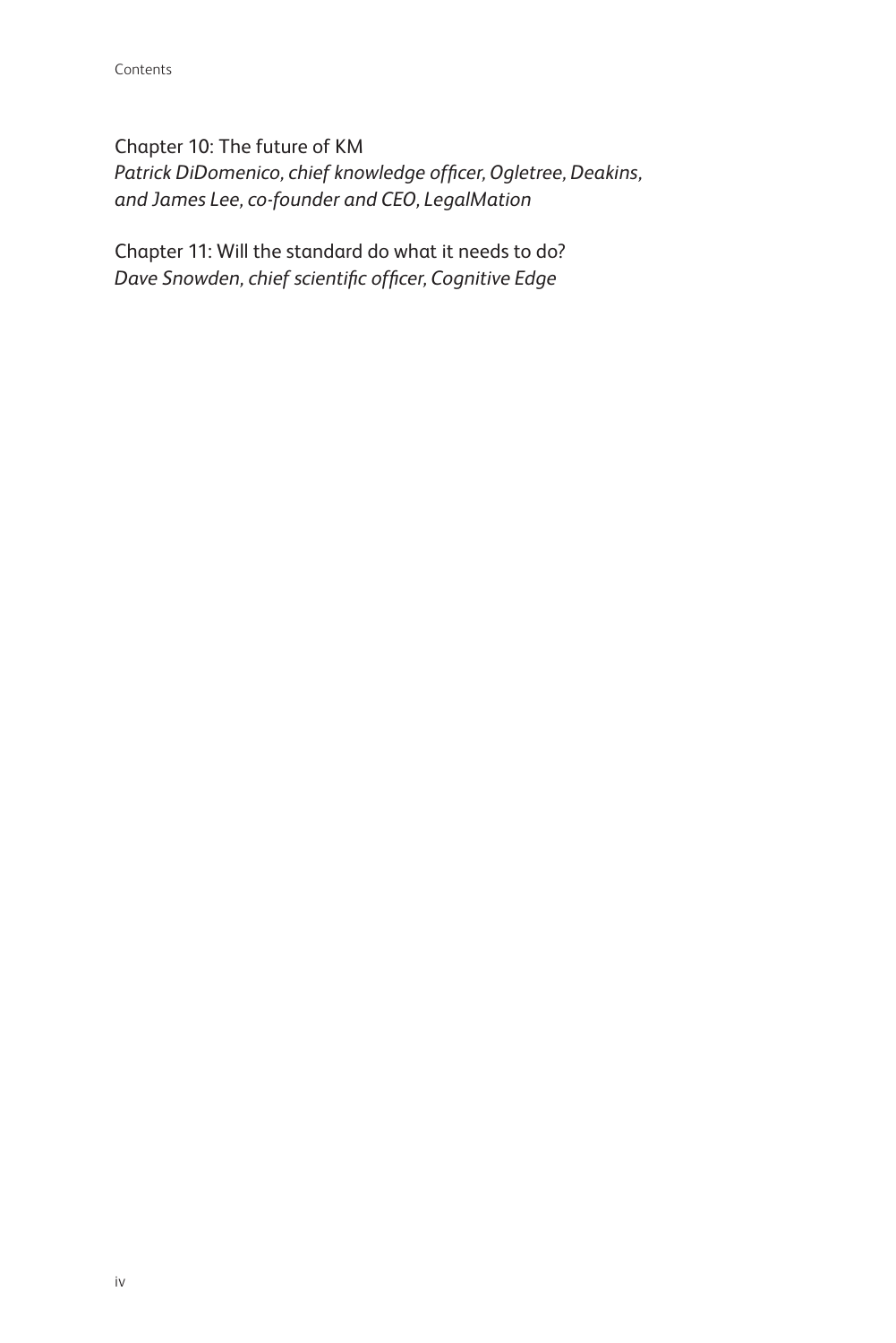Chapter 10: The future of KM
*Patrick DiDomenico, chief knowledge officer, Ogletree, Deakins, and James Lee, co-founder and CEO, LegalMation*

Chapter 11: Will the standard do what it needs to do?
*Dave Snowden, chief scientific officer, Cognitive Edge*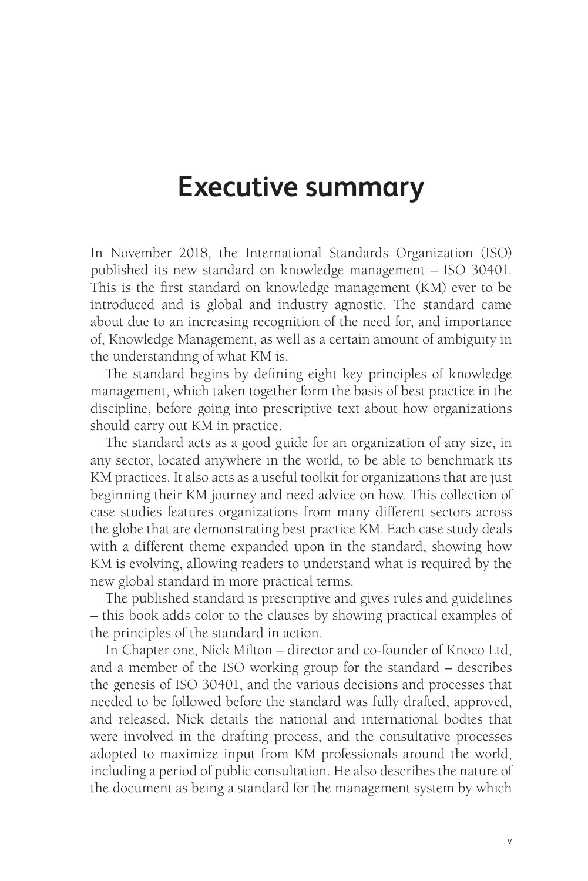# Executive summary

In November 2018, the International Standards Organization (ISO) published its new standard on knowledge management – ISO 30401. This is the first standard on knowledge management (KM) ever to be introduced and is global and industry agnostic. The standard came about due to an increasing recognition of the need for, and importance of, Knowledge Management, as well as a certain amount of ambiguity in the understanding of what KM is.

The standard begins by defining eight key principles of knowledge management, which taken together form the basis of best practice in the discipline, before going into prescriptive text about how organizations should carry out KM in practice.

The standard acts as a good guide for an organization of any size, in any sector, located anywhere in the world, to be able to benchmark its KM practices. It also acts as a useful toolkit for organizations that are just beginning their KM journey and need advice on how. This collection of case studies features organizations from many different sectors across the globe that are demonstrating best practice KM. Each case study deals with a different theme expanded upon in the standard, showing how KM is evolving, allowing readers to understand what is required by the new global standard in more practical terms.

The published standard is prescriptive and gives rules and guidelines – this book adds color to the clauses by showing practical examples of the principles of the standard in action.

In Chapter one, Nick Milton – director and co-founder of Knoco Ltd, and a member of the ISO working group for the standard – describes the genesis of ISO 30401, and the various decisions and processes that needed to be followed before the standard was fully drafted, approved, and released. Nick details the national and international bodies that were involved in the drafting process, and the consultative processes adopted to maximize input from KM professionals around the world, including a period of public consultation. He also describes the nature of the document as being a standard for the management system by which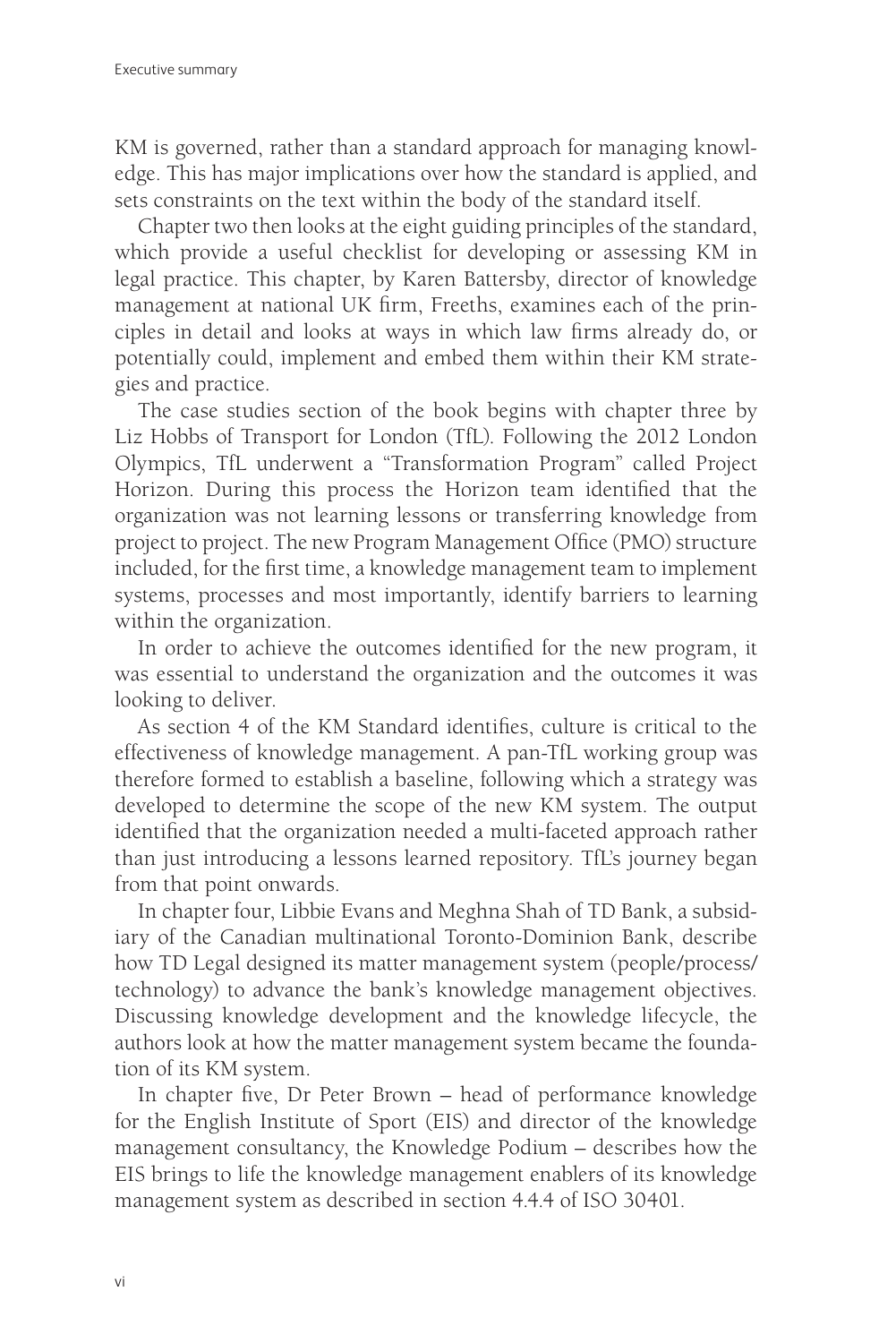KM is governed, rather than a standard approach for managing knowledge. This has major implications over how the standard is applied, and sets constraints on the text within the body of the standard itself.

Chapter two then looks at the eight guiding principles of the standard, which provide a useful checklist for developing or assessing KM in legal practice. This chapter, by Karen Battersby, director of knowledge management at national UK firm, Freeths, examines each of the principles in detail and looks at ways in which law firms already do, or potentially could, implement and embed them within their KM strategies and practice.

The case studies section of the book begins with chapter three by Liz Hobbs of Transport for London (TfL). Following the 2012 London Olympics, TfL underwent a "Transformation Program" called Project Horizon. During this process the Horizon team identified that the organization was not learning lessons or transferring knowledge from project to project. The new Program Management Office (PMO) structure included, for the first time, a knowledge management team to implement systems, processes and most importantly, identify barriers to learning within the organization.

In order to achieve the outcomes identified for the new program, it was essential to understand the organization and the outcomes it was looking to deliver.

As section 4 of the KM Standard identifies, culture is critical to the effectiveness of knowledge management. A pan-TfL working group was therefore formed to establish a baseline, following which a strategy was developed to determine the scope of the new KM system. The output identified that the organization needed a multi-faceted approach rather than just introducing a lessons learned repository. TfL's journey began from that point onwards.

In chapter four, Libbie Evans and Meghna Shah of TD Bank, a subsidiary of the Canadian multinational Toronto-Dominion Bank, describe how TD Legal designed its matter management system (people/process/technology) to advance the bank's knowledge management objectives. Discussing knowledge development and the knowledge lifecycle, the authors look at how the matter management system became the foundation of its KM system.

In chapter five, Dr Peter Brown – head of performance knowledge for the English Institute of Sport (EIS) and director of the knowledge management consultancy, the Knowledge Podium – describes how the EIS brings to life the knowledge management enablers of its knowledge management system as described in section 4.4.4 of ISO 30401.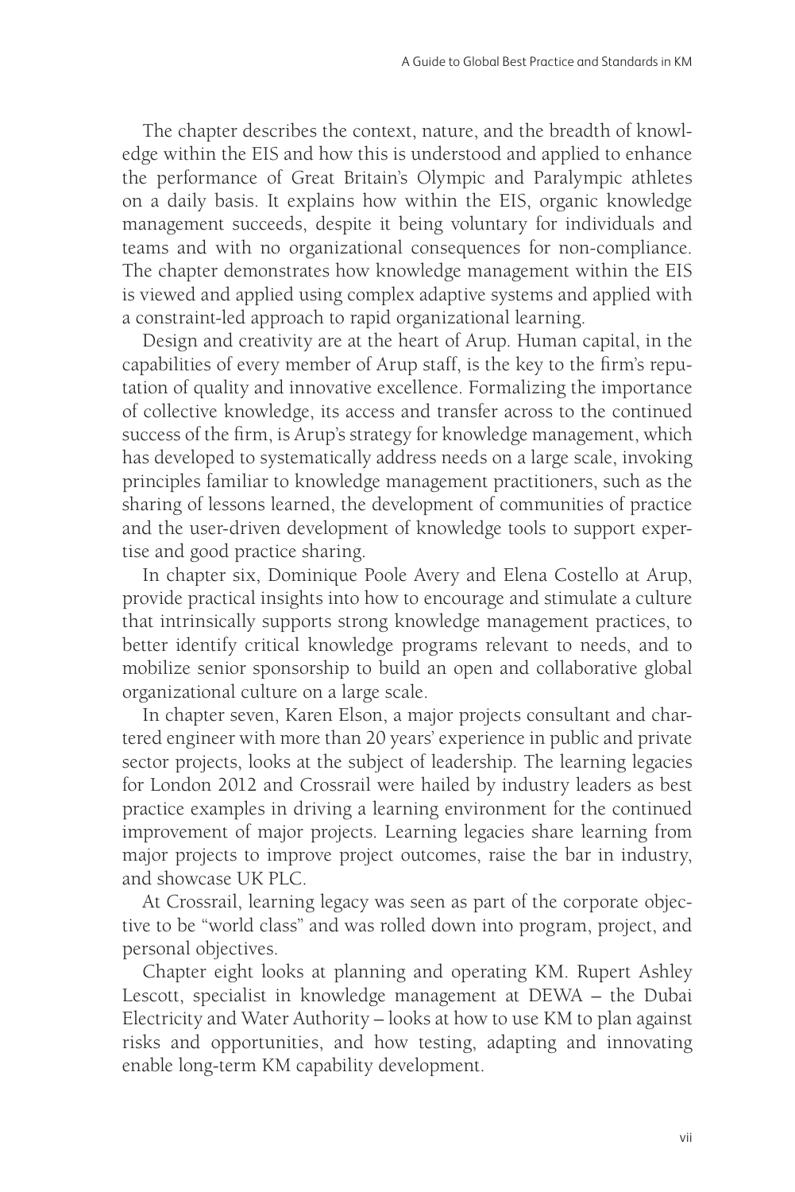The chapter describes the context, nature, and the breadth of knowledge within the EIS and how this is understood and applied to enhance the performance of Great Britain's Olympic and Paralympic athletes on a daily basis. It explains how within the EIS, organic knowledge management succeeds, despite it being voluntary for individuals and teams and with no organizational consequences for non-compliance. The chapter demonstrates how knowledge management within the EIS is viewed and applied using complex adaptive systems and applied with a constraint-led approach to rapid organizational learning.

Design and creativity are at the heart of Arup. Human capital, in the capabilities of every member of Arup staff, is the key to the firm's reputation of quality and innovative excellence. Formalizing the importance of collective knowledge, its access and transfer across to the continued success of the firm, is Arup's strategy for knowledge management, which has developed to systematically address needs on a large scale, invoking principles familiar to knowledge management practitioners, such as the sharing of lessons learned, the development of communities of practice and the user-driven development of knowledge tools to support expertise and good practice sharing.

In chapter six, Dominique Poole Avery and Elena Costello at Arup, provide practical insights into how to encourage and stimulate a culture that intrinsically supports strong knowledge management practices, to better identify critical knowledge programs relevant to needs, and to mobilize senior sponsorship to build an open and collaborative global organizational culture on a large scale.

In chapter seven, Karen Elson, a major projects consultant and chartered engineer with more than 20 years' experience in public and private sector projects, looks at the subject of leadership. The learning legacies for London 2012 and Crossrail were hailed by industry leaders as best practice examples in driving a learning environment for the continued improvement of major projects. Learning legacies share learning from major projects to improve project outcomes, raise the bar in industry, and showcase UK PLC.

At Crossrail, learning legacy was seen as part of the corporate objective to be "world class" and was rolled down into program, project, and personal objectives.

Chapter eight looks at planning and operating KM. Rupert Ashley Lescott, specialist in knowledge management at DEWA – the Dubai Electricity and Water Authority – looks at how to use KM to plan against risks and opportunities, and how testing, adapting and innovating enable long-term KM capability development.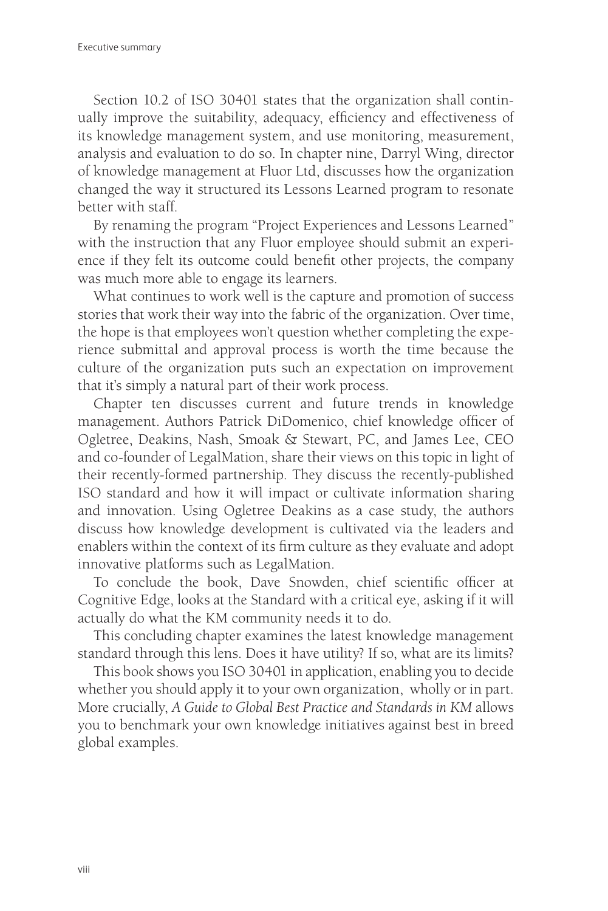Section 10.2 of ISO 30401 states that the organization shall continually improve the suitability, adequacy, efficiency and effectiveness of its knowledge management system, and use monitoring, measurement, analysis and evaluation to do so. In chapter nine, Darryl Wing, director of knowledge management at Fluor Ltd, discusses how the organization changed the way it structured its Lessons Learned program to resonate better with staff.

By renaming the program "Project Experiences and Lessons Learned" with the instruction that any Fluor employee should submit an experience if they felt its outcome could benefit other projects, the company was much more able to engage its learners.

What continues to work well is the capture and promotion of success stories that work their way into the fabric of the organization. Over time, the hope is that employees won't question whether completing the experience submittal and approval process is worth the time because the culture of the organization puts such an expectation on improvement that it's simply a natural part of their work process.

Chapter ten discusses current and future trends in knowledge management. Authors Patrick DiDomenico, chief knowledge officer of Ogletree, Deakins, Nash, Smoak & Stewart, PC, and James Lee, CEO and co-founder of LegalMation, share their views on this topic in light of their recently-formed partnership. They discuss the recently-published ISO standard and how it will impact or cultivate information sharing and innovation. Using Ogletree Deakins as a case study, the authors discuss how knowledge development is cultivated via the leaders and enablers within the context of its firm culture as they evaluate and adopt innovative platforms such as LegalMation.

To conclude the book, Dave Snowden, chief scientific officer at Cognitive Edge, looks at the Standard with a critical eye, asking if it will actually do what the KM community needs it to do.

This concluding chapter examines the latest knowledge management standard through this lens. Does it have utility? If so, what are its limits?

This book shows you ISO 30401 in application, enabling you to decide whether you should apply it to your own organization, wholly or in part. More crucially, *A Guide to Global Best Practice and Standards in KM* allows you to benchmark your own knowledge initiatives against best in breed global examples.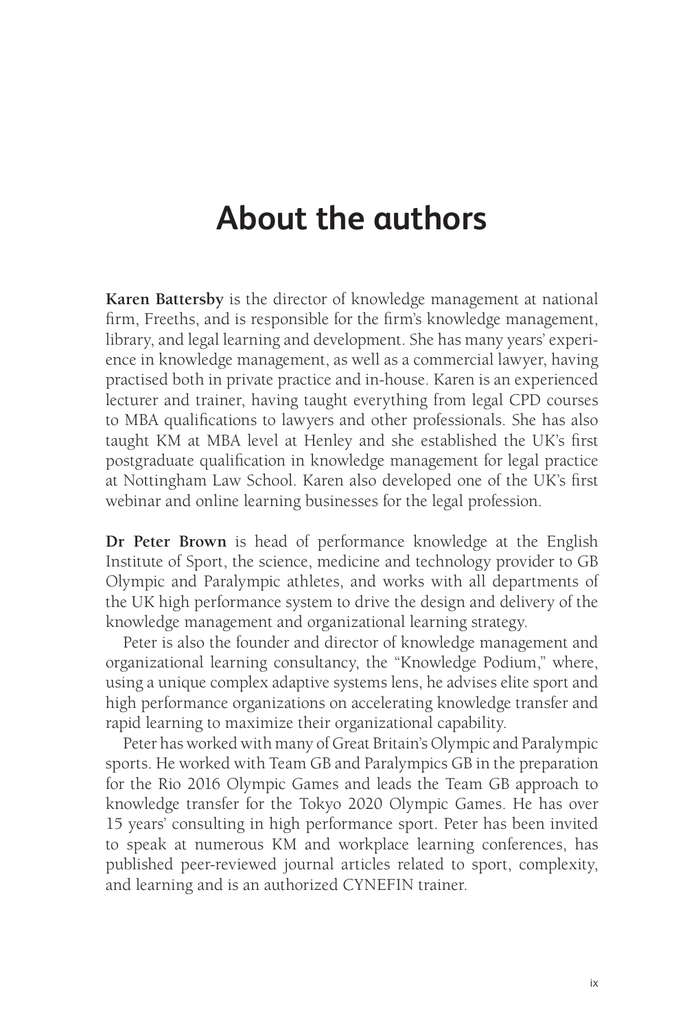# About the authors

**Karen Battersby** is the director of knowledge management at national firm, Freeths, and is responsible for the firm's knowledge management, library, and legal learning and development. She has many years' experience in knowledge management, as well as a commercial lawyer, having practised both in private practice and in-house. Karen is an experienced lecturer and trainer, having taught everything from legal CPD courses to MBA qualifications to lawyers and other professionals. She has also taught KM at MBA level at Henley and she established the UK's first postgraduate qualification in knowledge management for legal practice at Nottingham Law School. Karen also developed one of the UK's first webinar and online learning businesses for the legal profession.

**Dr Peter Brown** is head of performance knowledge at the English Institute of Sport, the science, medicine and technology provider to GB Olympic and Paralympic athletes, and works with all departments of the UK high performance system to drive the design and delivery of the knowledge management and organizational learning strategy.

Peter is also the founder and director of knowledge management and organizational learning consultancy, the "Knowledge Podium," where, using a unique complex adaptive systems lens, he advises elite sport and high performance organizations on accelerating knowledge transfer and rapid learning to maximize their organizational capability.

Peter has worked with many of Great Britain's Olympic and Paralympic sports. He worked with Team GB and Paralympics GB in the preparation for the Rio 2016 Olympic Games and leads the Team GB approach to knowledge transfer for the Tokyo 2020 Olympic Games. He has over 15 years' consulting in high performance sport. Peter has been invited to speak at numerous KM and workplace learning conferences, has published peer-reviewed journal articles related to sport, complexity, and learning and is an authorized CYNEFIN trainer.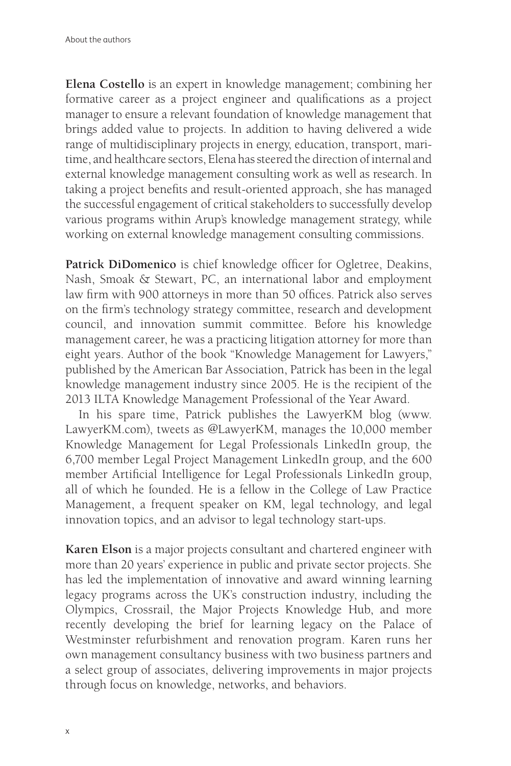**Elena Costello** is an expert in knowledge management; combining her formative career as a project engineer and qualifications as a project manager to ensure a relevant foundation of knowledge management that brings added value to projects. In addition to having delivered a wide range of multidisciplinary projects in energy, education, transport, maritime, and healthcare sectors, Elena has steered the direction of internal and external knowledge management consulting work as well as research. In taking a project benefits and result-oriented approach, she has managed the successful engagement of critical stakeholders to successfully develop various programs within Arup's knowledge management strategy, while working on external knowledge management consulting commissions.

**Patrick DiDomenico** is chief knowledge officer for Ogletree, Deakins, Nash, Smoak & Stewart, PC, an international labor and employment law firm with 900 attorneys in more than 50 offices. Patrick also serves on the firm's technology strategy committee, research and development council, and innovation summit committee. Before his knowledge management career, he was a practicing litigation attorney for more than eight years. Author of the book "Knowledge Management for Lawyers," published by the American Bar Association, Patrick has been in the legal knowledge management industry since 2005. He is the recipient of the 2013 ILTA Knowledge Management Professional of the Year Award.

In his spare time, Patrick publishes the LawyerKM blog (www.LawyerKM.com), tweets as @LawyerKM, manages the 10,000 member Knowledge Management for Legal Professionals LinkedIn group, the 6,700 member Legal Project Management LinkedIn group, and the 600 member Artificial Intelligence for Legal Professionals LinkedIn group, all of which he founded. He is a fellow in the College of Law Practice Management, a frequent speaker on KM, legal technology, and legal innovation topics, and an advisor to legal technology start-ups.

**Karen Elson** is a major projects consultant and chartered engineer with more than 20 years' experience in public and private sector projects. She has led the implementation of innovative and award winning learning legacy programs across the UK's construction industry, including the Olympics, Crossrail, the Major Projects Knowledge Hub, and more recently developing the brief for learning legacy on the Palace of Westminster refurbishment and renovation program. Karen runs her own management consultancy business with two business partners and a select group of associates, delivering improvements in major projects through focus on knowledge, networks, and behaviors.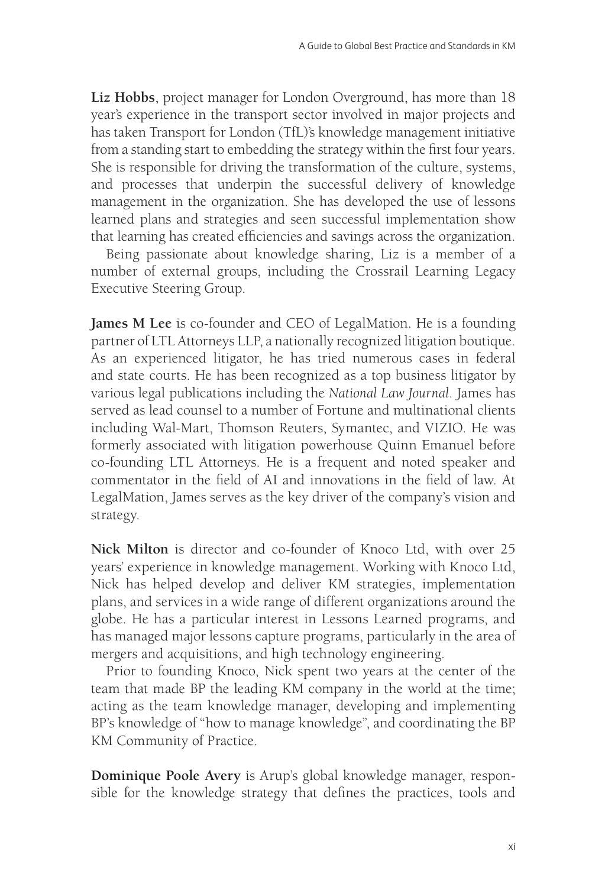**Liz Hobbs**, project manager for London Overground, has more than 18 year's experience in the transport sector involved in major projects and has taken Transport for London (TfL)'s knowledge management initiative from a standing start to embedding the strategy within the first four years. She is responsible for driving the transformation of the culture, systems, and processes that underpin the successful delivery of knowledge management in the organization. She has developed the use of lessons learned plans and strategies and seen successful implementation show that learning has created efficiencies and savings across the organization.

Being passionate about knowledge sharing, Liz is a member of a number of external groups, including the Crossrail Learning Legacy Executive Steering Group.

**James M Lee** is co-founder and CEO of LegalMation. He is a founding partner of LTL Attorneys LLP, a nationally recognized litigation boutique. As an experienced litigator, he has tried numerous cases in federal and state courts. He has been recognized as a top business litigator by various legal publications including the *National Law Journal*. James has served as lead counsel to a number of Fortune and multinational clients including Wal-Mart, Thomson Reuters, Symantec, and VIZIO. He was formerly associated with litigation powerhouse Quinn Emanuel before co-founding LTL Attorneys. He is a frequent and noted speaker and commentator in the field of AI and innovations in the field of law. At LegalMation, James serves as the key driver of the company's vision and strategy.

**Nick Milton** is director and co-founder of Knoco Ltd, with over 25 years' experience in knowledge management. Working with Knoco Ltd, Nick has helped develop and deliver KM strategies, implementation plans, and services in a wide range of different organizations around the globe. He has a particular interest in Lessons Learned programs, and has managed major lessons capture programs, particularly in the area of mergers and acquisitions, and high technology engineering.

Prior to founding Knoco, Nick spent two years at the center of the team that made BP the leading KM company in the world at the time; acting as the team knowledge manager, developing and implementing BP's knowledge of "how to manage knowledge", and coordinating the BP KM Community of Practice.

**Dominique Poole Avery** is Arup's global knowledge manager, responsible for the knowledge strategy that defines the practices, tools and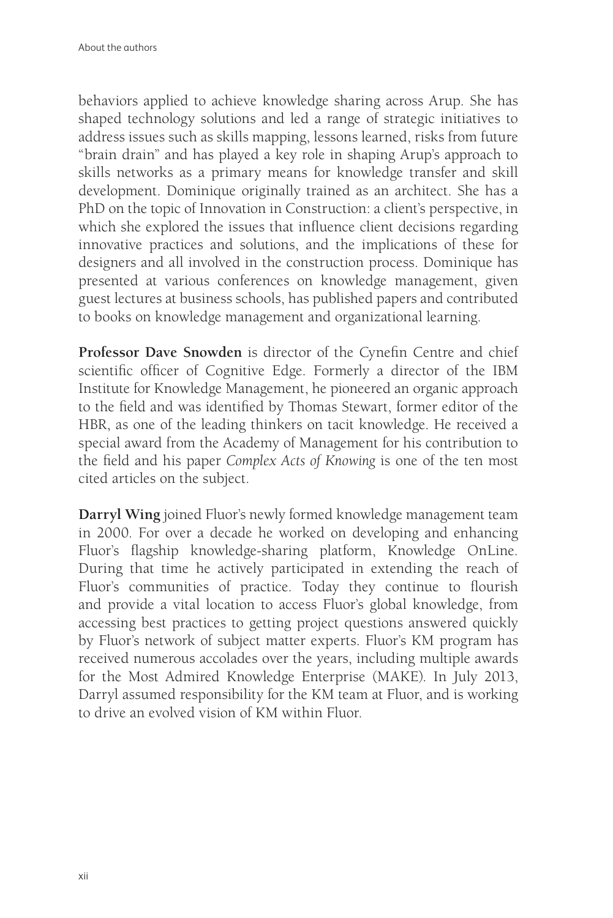behaviors applied to achieve knowledge sharing across Arup. She has shaped technology solutions and led a range of strategic initiatives to address issues such as skills mapping, lessons learned, risks from future "brain drain" and has played a key role in shaping Arup's approach to skills networks as a primary means for knowledge transfer and skill development. Dominique originally trained as an architect. She has a PhD on the topic of Innovation in Construction: a client's perspective, in which she explored the issues that influence client decisions regarding innovative practices and solutions, and the implications of these for designers and all involved in the construction process. Dominique has presented at various conferences on knowledge management, given guest lectures at business schools, has published papers and contributed to books on knowledge management and organizational learning.

**Professor Dave Snowden** is director of the Cynefin Centre and chief scientific officer of Cognitive Edge. Formerly a director of the IBM Institute for Knowledge Management, he pioneered an organic approach to the field and was identified by Thomas Stewart, former editor of the HBR, as one of the leading thinkers on tacit knowledge. He received a special award from the Academy of Management for his contribution to the field and his paper *Complex Acts of Knowing* is one of the ten most cited articles on the subject.

**Darryl Wing** joined Fluor's newly formed knowledge management team in 2000. For over a decade he worked on developing and enhancing Fluor's flagship knowledge-sharing platform, Knowledge OnLine. During that time he actively participated in extending the reach of Fluor's communities of practice. Today they continue to flourish and provide a vital location to access Fluor's global knowledge, from accessing best practices to getting project questions answered quickly by Fluor's network of subject matter experts. Fluor's KM program has received numerous accolades over the years, including multiple awards for the Most Admired Knowledge Enterprise (MAKE). In July 2013, Darryl assumed responsibility for the KM team at Fluor, and is working to drive an evolved vision of KM within Fluor.